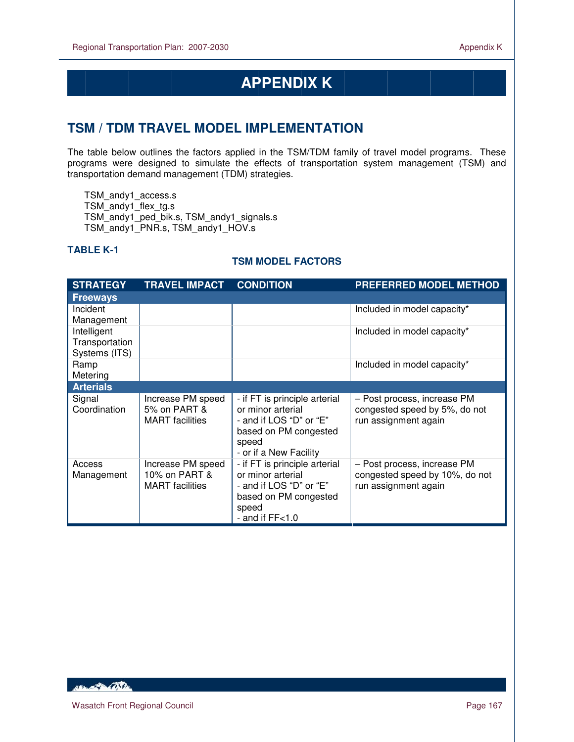# APPENDIX K

## TSM / TDM TRAVEL MODEL IMPLEMENTATION

The table below outlines the factors applied in the TSM/TDM family of travel model programs. These programs were designed to simulate the effects of transportation system management (TSM) and transportation demand management (TDM) strategies.

TSM_andy1_access.s
TSM_andy1_flex_tg.s
TSM_andy1_ped_bik.s, TSM_andy1_signals.s
TSM_andy1_PNR.s, TSM_andy1_HOV.s

### TABLE K-1

**TSM MODEL FACTORS**

| STRATEGY | TRAVEL IMPACT | CONDITION | PREFERRED MODEL METHOD |
|---|---|---|---|
| **Freeways** | | | |
| Incident Management | | | Included in model capacity* |
| Intelligent Transportation Systems (ITS) | | | Included in model capacity* |
| Ramp Metering | | | Included in model capacity* |
| **Arterials** | | | |
| Signal Coordination | Increase PM speed 5% on PART & MART facilities | - if FT is principle arterial or minor arterial<br>- and if LOS “D” or “E” based on PM congested speed<br>- or if a New Facility | – Post process, increase PM congested speed by 5%, do not run assignment again |
| Access Management | Increase PM speed 10% on PART & MART facilities | - if FT is principle arterial or minor arterial<br>- and if LOS “D” or “E” based on PM congested speed<br>- and if FF<1.0 | – Post process, increase PM congested speed by 10%, do not run assignment again |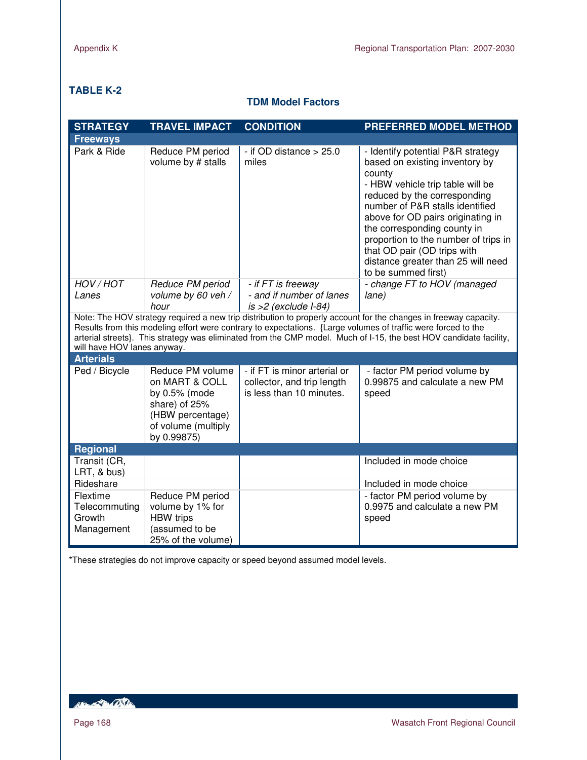## TABLE K-2

### TDM Model Factors

| STRATEGY | TRAVEL IMPACT | CONDITION | PREFERRED MODEL METHOD |
|---|---|---|---|
| **Freeways** | | | |
| Park & Ride | Reduce PM period volume by # stalls | - if OD distance > 25.0 miles | - Identify potential P&R strategy based on existing inventory by county<br>- HBW vehicle trip table will be reduced by the corresponding number of P&R stalls identified above for OD pairs originating in the corresponding county in proportion to the number of trips in that OD pair (OD trips with distance greater than 25 will need to be summed first) |
| *HOV / HOT Lanes* | *Reduce PM period volume by 60 veh / hour* | *- if FT is freeway*<br>*- and if number of lanes is >2 (exclude I-84)* | *- change FT to HOV (managed lane)* |
| Note: The HOV strategy required a new trip distribution to properly account for the changes in freeway capacity. Results from this modeling effort were contrary to expectations. {Large volumes of traffic were forced to the arterial streets}. This strategy was eliminated from the CMP model. Much of I-15, the best HOV candidate facility, will have HOV lanes anyway. | | | |
| **Arterials** | | | |
| Ped / Bicycle | Reduce PM volume on MART & COLL by 0.5% (mode share) of 25% (HBW percentage) of volume (multiply by 0.99875) | - if FT is minor arterial or collector, and trip length is less than 10 minutes. | - factor PM period volume by 0.99875 and calculate a new PM speed |
| **Regional** | | | |
| Transit (CR, LRT, & bus) | | | Included in mode choice |
| Rideshare | | | Included in mode choice |
| Flextime Telecommuting Growth Management | Reduce PM period volume by 1% for HBW trips (assumed to be 25% of the volume) | | - factor PM period volume by 0.9975 and calculate a new PM speed |

*These strategies do not improve capacity or speed beyond assumed model levels.